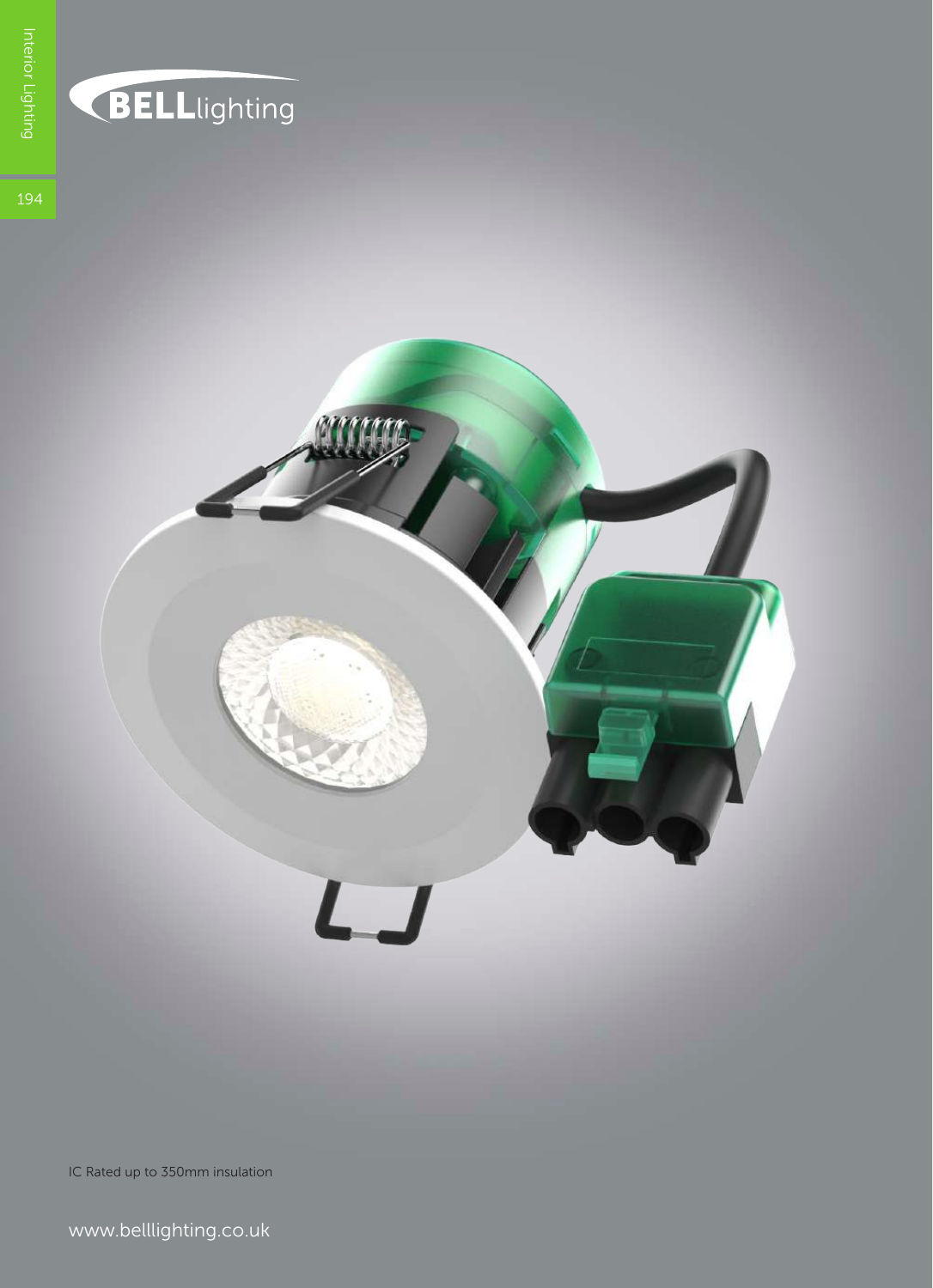IC Rated up to 350mm insulation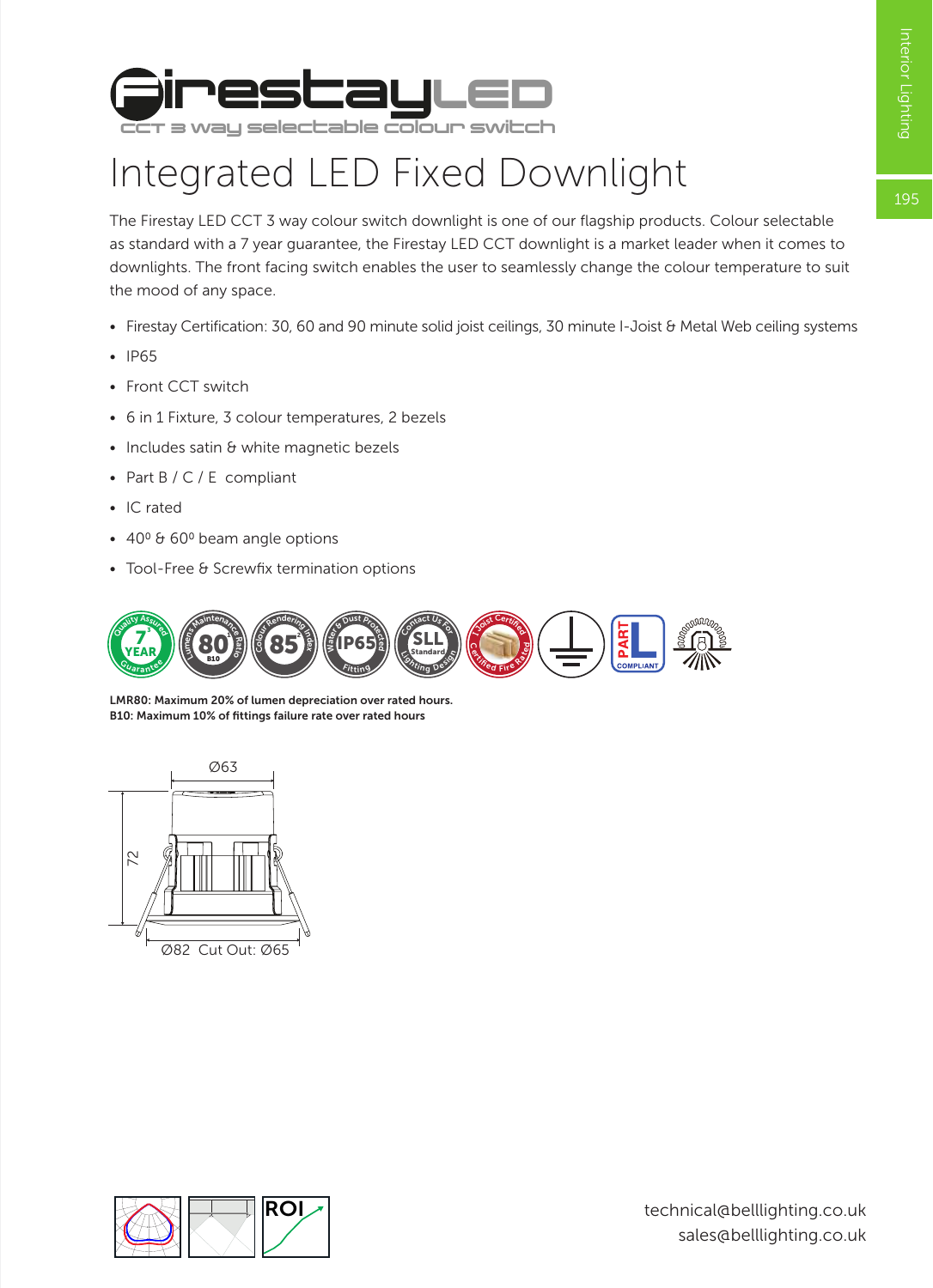# Firestay LED

CCT 3 way selectable colour switch

## Integrated LED Fixed Downlight

The Firestay LED CCT 3 way colour switch downlight is one of our flagship products. Colour selectable as standard with a 7 year guarantee, the Firestay LED CCT downlight is a market leader when it comes to downlights. The front facing switch enables the user to seamlessly change the colour temperature to suit the mood of any space.

- Firestay Certification: 30, 60 and 90 minute solid joist ceilings, 30 minute I-Joist & Metal Web ceiling systems
- IP65
- Front CCT switch
- 6 in 1 Fixture, 3 colour temperatures, 2 bezels
- Includes satin & white magnetic bezels
- Part B / C / E compliant
- IC rated
- 40⁰ & 60⁰ beam angle options
- Tool-Free & Screwfix termination options

**LMR80: Maximum 20% of lumen depreciation over rated hours.**
**B10: Maximum 10% of fittings failure rate over rated hours**

Ø63

72

Ø82 Cut Out: Ø65

technical@belllighting.co.uk
sales@belllighting.co.uk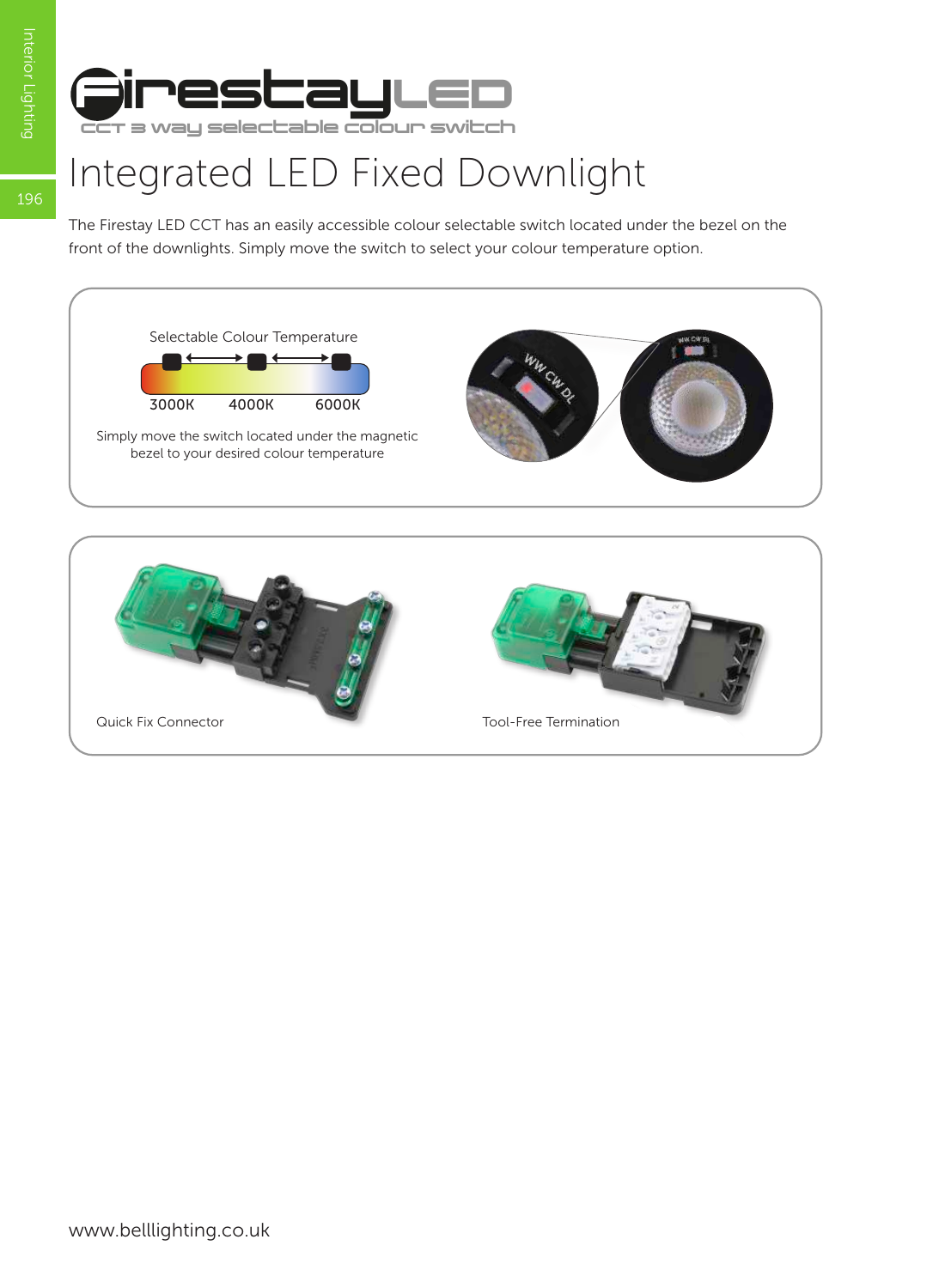# FirestayLED

CCT 3 way selectable colour switch

## Integrated LED Fixed Downlight

The Firestay LED CCT has an easily accessible colour selectable switch located under the bezel on the front of the downlights. Simply move the switch to select your colour temperature option.

Selectable Colour Temperature

3000K 4000K 6000K

Simply move the switch located under the magnetic bezel to your desired colour temperature

WW CW DL

Quick Fix Connector

Tool-Free Termination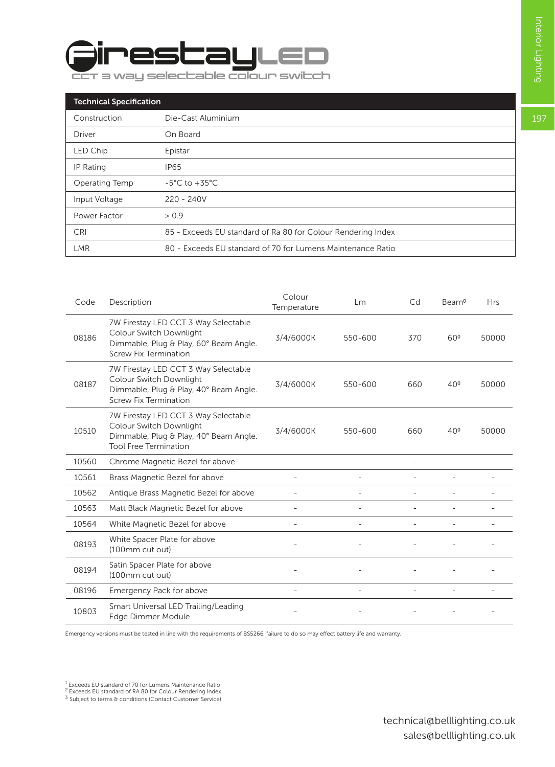# FirestayLED

CCT 3 way selectable colour switch

| Technical Specification | |
|---|---|
| Construction | Die-Cast Aluminium |
| Driver | On Board |
| LED Chip | Epistar |
| IP Rating | IP65 |
| Operating Temp | -5°C to +35°C |
| Input Voltage | 220 - 240V |
| Power Factor | > 0.9 |
| CRI | 85 - Exceeds EU standard of Ra 80 for Colour Rendering Index |
| LMR | 80 - Exceeds EU standard of 70 for Lumens Maintenance Ratio |

| Code | Description | Colour Temperature | Lm | Cd | Beam° | Hrs |
|---|---|---|---|---|---|---|
| 08186 | 7W Firestay LED CCT 3 Way Selectable Colour Switch Downlight Dimmable, Plug & Play, 60° Beam Angle. Screw Fix Termination | 3/4/6000K | 550-600 | 370 | 60° | 50000 |
| 08187 | 7W Firestay LED CCT 3 Way Selectable Colour Switch Downlight Dimmable, Plug & Play, 40° Beam Angle. Screw Fix Termination | 3/4/6000K | 550-600 | 660 | 40° | 50000 |
| 10510 | 7W Firestay LED CCT 3 Way Selectable Colour Switch Downlight Dimmable, Plug & Play, 40° Beam Angle. Tool Free Termination | 3/4/6000K | 550-600 | 660 | 40° | 50000 |
| 10560 | Chrome Magnetic Bezel for above | - | - | - | - | - |
| 10561 | Brass Magnetic Bezel for above | - | - | - | - | - |
| 10562 | Antique Brass Magnetic Bezel for above | - | - | - | - | - |
| 10563 | Matt Black Magnetic Bezel for above | - | - | - | - | - |
| 10564 | White Magnetic Bezel for above | - | - | - | - | - |
| 08193 | White Spacer Plate for above (100mm cut out) | - | - | - | - | - |
| 08194 | Satin Spacer Plate for above (100mm cut out) | - | - | - | - | - |
| 08196 | Emergency Pack for above | - | - | - | - | - |
| 10803 | Smart Universal LED Trailing/Leading Edge Dimmer Module | - | - | - | - | - |

Emergency versions must be tested in line with the requirements of BS5266, failure to do so may effect battery life and warranty.

[1] Exceeds EU standard of 70 for Lumens Maintenance Ratio
[2] Exceeds EU standard of RA 80 for Colour Rendering Index
[3] Subject to terms & conditions (Contact Customer Service)

technical@belllighting.co.uk
sales@belllighting.co.uk